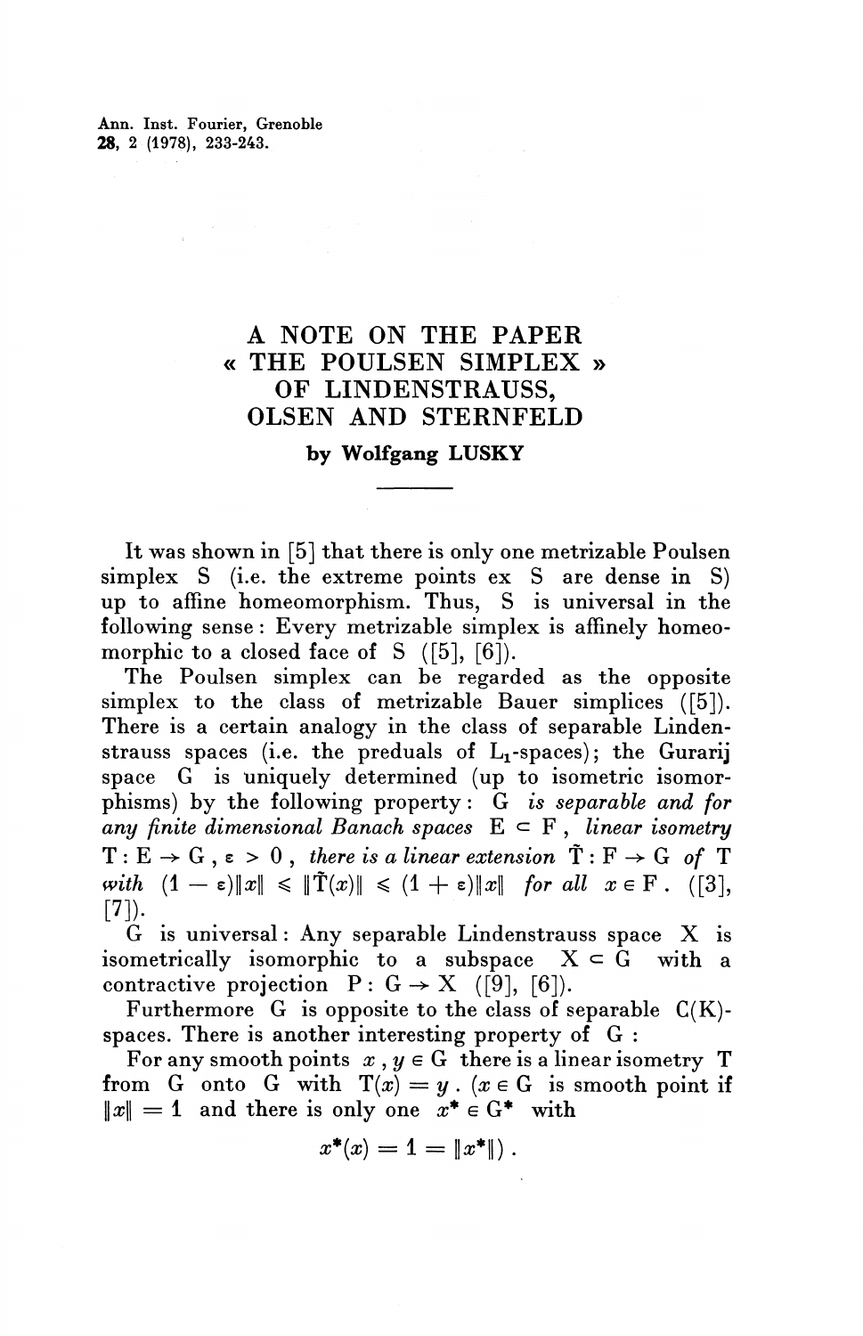# A NOTE ON THE PAPER « THE POULSEN SIMPLEX » OF LINDENSTRAUSS, OLSEN AND STERNFELD

**by Wolfgang LUSKY**

---

It was shown in [5] that there is only one metrizable Poulsen simplex S (i.e. the extreme points ex S are dense in S) up to affine homeomorphism. Thus, S is universal in the following sense : Every metrizable simplex is affinely homeomorphic to a closed face of S ([5], [6]).

The Poulsen simplex can be regarded as the opposite simplex to the class of metrizable Bauer simplices ([5]). There is a certain analogy in the class of separable Lindenstrauss spaces (i.e. the preduals of $L_1$-spaces); the Gurarij space G is uniquely determined (up to isometric isomorphisms) by the following property : *G is separable and for any finite dimensional Banach spaces* $E \subset F$, *linear isometry* $T : E \to G$, $\varepsilon > 0$, *there is a linear extension* $\tilde{T} : F \to G$ *of* T *with* $(1 - \varepsilon)\|x\| \leqslant \|\tilde{T}(x)\| \leqslant (1 + \varepsilon)\|x\|$ *for all* $x \in F$. ([3], [7]).

G is universal : Any separable Lindenstrauss space X is isometrically isomorphic to a subspace $X \subset G$ with a contractive projection $P : G \to X$ ([9], [6]).

Furthermore G is opposite to the class of separable C(K)-spaces. There is another interesting property of G :

For any smooth points $x, y \in G$ there is a linear isometry T from G onto G with $T(x) = y$. ($x \in G$ is smooth point if $\|x\| = 1$ and there is only one $x^* \in G^*$ with

$$x^*(x) = 1 = \|x^*\|) .$$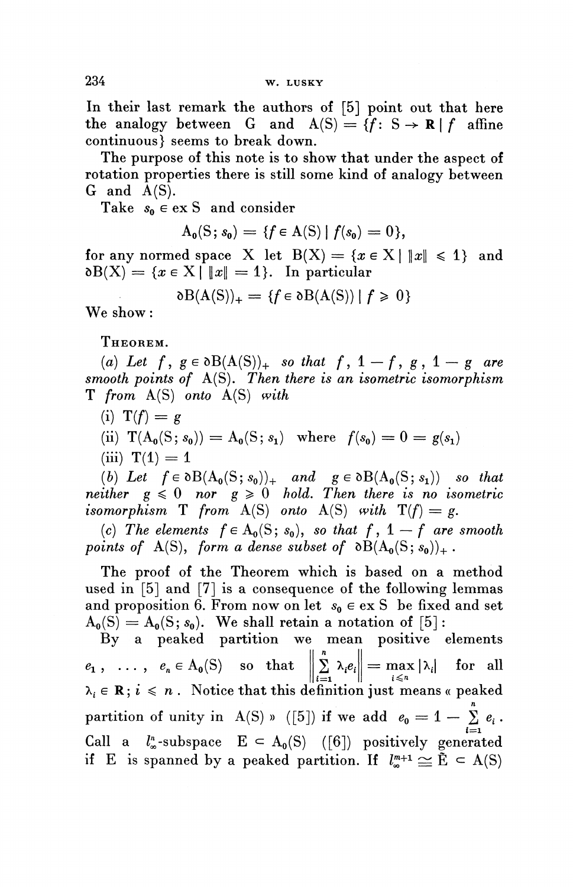In their last remark the authors of [5] point out that here the analogy between G and $A(S) = \{f : S \to \mathbf{R} \mid f \text{ affine continuous}\}$ seems to break down.

The purpose of this note is to show that under the aspect of rotation properties there is still some kind of analogy between G and A(S).

Take $s_0 \in \text{ex } S$ and consider

$$A_0(S; s_0) = \{f \in A(S) \mid f(s_0) = 0\},$$

for any normed space X let $B(X) = \{x \in X \mid \|x\| \leqslant 1\}$ and $\partial B(X) = \{x \in X \mid \|x\| = 1\}$. In particular

$$\partial B(A(S))_+ = \{f \in \partial B(A(S)) \mid f \geqslant 0\}$$

We show:

**Theorem.**

(*a*) *Let* $f, g \in \partial B(A(S))_+$ *so that* $f, 1 - f, g, 1 - g$ *are smooth points of* A(S). *Then there is an isometric isomorphism* T *from* A(S) *onto* A(S) *with*

(i) $T(f) = g$

(ii) $T(A_0(S; s_0)) = A_0(S; s_1)$ where $f(s_0) = 0 = g(s_1)$

(iii) $T(1) = 1$

(*b*) *Let* $f \in \partial B(A_0(S; s_0))_+$ *and* $g \in \partial B(A_0(S; s_1))$ *so that neither* $g \leqslant 0$ *nor* $g \geqslant 0$ *hold. Then there is no isometric isomorphism* T *from* A(S) *onto* A(S) *with* $T(f) = g$.

(*c*) *The elements* $f \in A_0(S; s_0)$, *so that* $f, 1 - f$ *are smooth points of* A(S), *form a dense subset of* $\partial B(A_0(S; s_0))_+$.

The proof of the Theorem which is based on a method used in [5] and [7] is a consequence of the following lemmas and proposition 6. From now on let $s_0 \in \text{ex } S$ be fixed and set $A_0(S) = A_0(S; s_0)$. We shall retain a notation of [5]:

By a peaked partition we mean positive elements $e_1, \ldots, e_n \in A_0(S)$ so that $\left\| \sum_{i=1}^{n} \lambda_i e_i \right\| = \max_{i \leqslant n} |\lambda_i|$ for all $\lambda_i \in \mathbf{R}; i \leqslant n$. Notice that this definition just means « peaked partition of unity in A(S) » ([5]) if we add $e_0 = 1 - \sum_{i=1}^{n} e_i$. Call a $l_\infty^n$-subspace $E \subset A_0(S)$ ([6]) positively generated if E is spanned by a peaked partition. If $l_\infty^{m+1} \cong \tilde{E} \subset A(S)$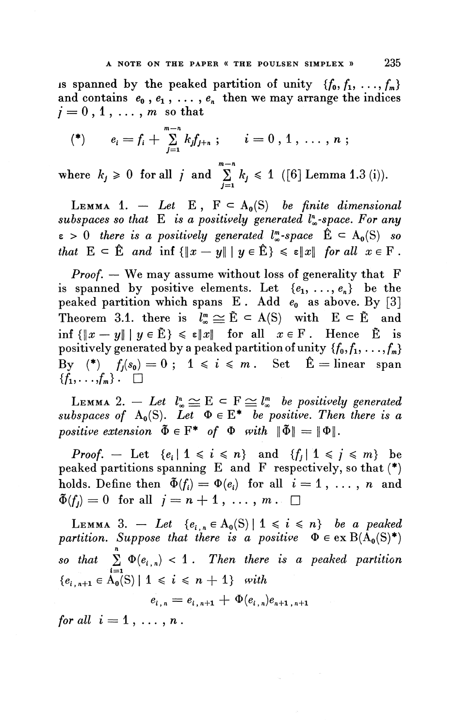is spanned by the peaked partition of unity $\{f_0, f_1, \ldots, f_m\}$ and contains $e_0, e_1, \ldots, e_n$ then we may arrange the indices $j = 0, 1, \ldots, m$ so that

$$(*) \qquad e_i = f_i + \sum_{j=1}^{m-n} k_j f_{j+n}\,; \qquad i = 0, 1, \ldots, n\,;$$

where $k_j \geqslant 0$ for all $j$ and $\sum_{j=1}^{m-n} k_j \leqslant 1$ ([6] Lemma 1.3 (i)).

Lemma 1. — *Let* $E, F \subset A_0(S)$ *be finite dimensional subspaces so that* $E$ *is a positively generated* $l_\infty^n$*-space. For any* $\varepsilon > 0$ *there is a positively generated* $l_\infty^m$*-space* $\hat{E} \subset A_0(S)$ *so that* $E \subset \hat{E}$ *and* $\inf \{\|x - y\| \mid y \in \hat{E}\} \leqslant \varepsilon\|x\|$ *for all* $x \in F$.

*Proof.* — We may assume without loss of generality that $F$ is spanned by positive elements. Let $\{e_1, \ldots, e_n\}$ be the peaked partition which spans $E$. Add $e_0$ as above. By [3] Theorem 3.1. there is $l_\infty^m \cong \tilde{E} \subset A(S)$ with $E \subset \tilde{E}$ and $\inf \{\|x - y\| \mid y \in \tilde{E}\} \leqslant \varepsilon\|x\|$ for all $x \in F$. Hence $\tilde{E}$ is positively generated by a peaked partition of unity $\{f_0, f_1, \ldots, f_m\}$ By $(*)$ $f_i(s_0) = 0$; $1 \leqslant i \leqslant m$. Set $\hat{E} =$ linear span $\{f_1, \ldots, f_m\}$. □

Lemma 2. — *Let* $l_\infty^n \cong E \subset F \cong l_\infty^m$ *be positively generated subspaces of* $A_0(S)$. *Let* $\Phi \in E^*$ *be positive. Then there is a positive extension* $\tilde{\Phi} \in F^*$ *of* $\Phi$ *with* $\|\tilde{\Phi}\| = \|\Phi\|$.

*Proof.* — Let $\{e_i \mid 1 \leqslant i \leqslant n\}$ and $\{f_j \mid 1 \leqslant j \leqslant m\}$ be peaked partitions spanning $E$ and $F$ respectively, so that $(*)$ holds. Define then $\tilde{\Phi}(f_i) = \Phi(e_i)$ for all $i = 1, \ldots, n$ and $\tilde{\Phi}(f_j) = 0$ for all $j = n+1, \ldots, m$. □

Lemma 3. — *Let* $\{e_{i,n} \in A_0(S) \mid 1 \leqslant i \leqslant n\}$ *be a peaked partition. Suppose that there is a positive* $\Phi \in \operatorname{ex} B(A_0(S)^*)$ *so that* $\sum_{i=1}^{n} \Phi(e_{i,n}) < 1$. *Then there is a peaked partition* $\{e_{i,n+1} \in A_0(S) \mid 1 \leqslant i \leqslant n+1\}$ *with*

$$e_{i,n} = e_{i,n+1} + \Phi(e_{i,n})e_{n+1,n+1}$$

*for all* $i = 1, \ldots, n$.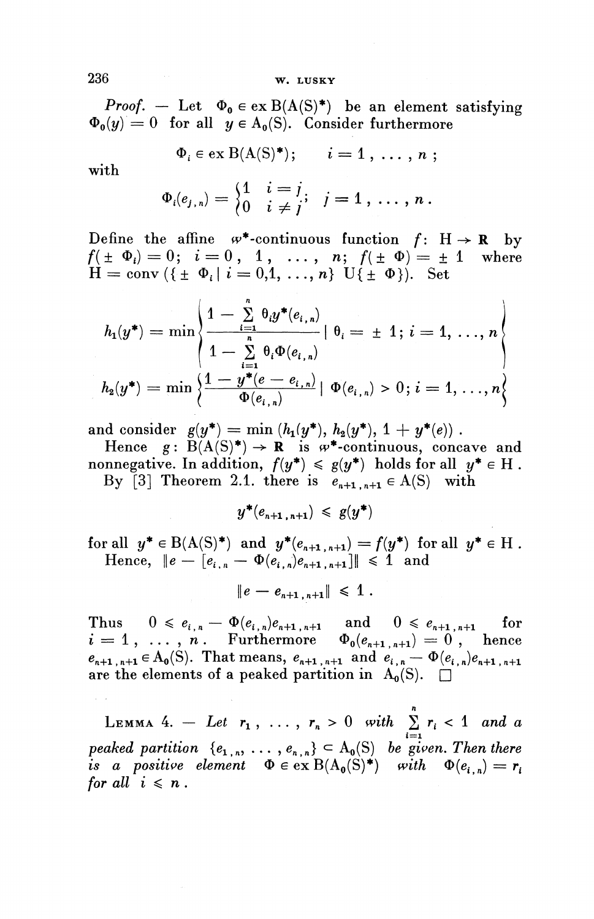*Proof.* — Let $\Phi_0 \in \mathrm{ex}\, B(A(S)^*)$ be an element satisfying $\Phi_0(y) = 0$ for all $y \in A_0(S)$. Consider furthermore

$$\Phi_i \in \mathrm{ex}\, B(A(S)^*); \qquad i = 1, \ldots, n;$$

with

$$\Phi_i(e_{j,n}) = \begin{cases} 1 & i = j \\ 0 & i \neq j \end{cases}; \quad j = 1, \ldots, n.$$

Define the affine $w^*$-continuous function $f : H \to \mathbf{R}$ by $f(\pm \Phi_i) = 0$; $i = 0, 1, \ldots, n$; $f(\pm \Phi) = \pm 1$ where $H = \mathrm{conv}(\{\pm \Phi_i \mid i = 0, 1, \ldots, n\} \cup \{\pm \Phi\})$. Set

$$h_1(y^*) = \min \left\{ \frac{1 - \sum_{i=1}^{n} \theta_i y^*(e_{i,n})}{1 - \sum_{i=1}^{n} \theta_i \Phi(e_{i,n})} \mid \theta_i = \pm 1; i = 1, \ldots, n \right\}$$

$$h_2(y^*) = \min \left\{ \frac{1 - y^*(e - e_{i,n})}{\Phi(e_{i,n})} \mid \Phi(e_{i,n}) > 0; i = 1, \ldots, n \right\}$$

and consider $g(y^*) = \min(h_1(y^*), h_2(y^*), 1 + y^*(e))$.

Hence $g : B(A(S)^*) \to \mathbf{R}$ is $w^*$-continuous, concave and nonnegative. In addition, $f(y^*) \leqslant g(y^*)$ holds for all $y^* \in H$.

By [3] Theorem 2.1. there is $e_{n+1,n+1} \in A(S)$ with

$$y^*(e_{n+1,n+1}) \leqslant g(y^*)$$

for all $y^* \in B(A(S)^*)$ and $y^*(e_{n+1,n+1}) = f(y^*)$ for all $y^* \in H$.

Hence, $\|e - [e_{i,n} - \Phi(e_{i,n})e_{n+1,n+1}]\| \leqslant 1$ and

$$\|e - e_{n+1,n+1}\| \leqslant 1.$$

Thus $0 \leqslant e_{i,n} - \Phi(e_{i,n})e_{n+1,n+1}$ and $0 \leqslant e_{n+1,n+1}$ for $i = 1, \ldots, n$. Furthermore $\Phi_0(e_{n+1,n+1}) = 0$, hence $e_{n+1,n+1} \in A_0(S)$. That means, $e_{n+1,n+1}$ and $e_{i,n} - \Phi(e_{i,n})e_{n+1,n+1}$ are the elements of a peaked partition in $A_0(S)$. $\square$

**Lemma 4.** — *Let $r_1, \ldots, r_n > 0$ with $\sum_{i=1}^{n} r_i < 1$ and a peaked partition $\{e_{1,n}, \ldots, e_{n,n}\} \subset A_0(S)$ be given. Then there is a positive element $\Phi \in \mathrm{ex}\, B(A_0(S)^*)$ with $\Phi(e_{i,n}) = r_i$ for all $i \leqslant n$.*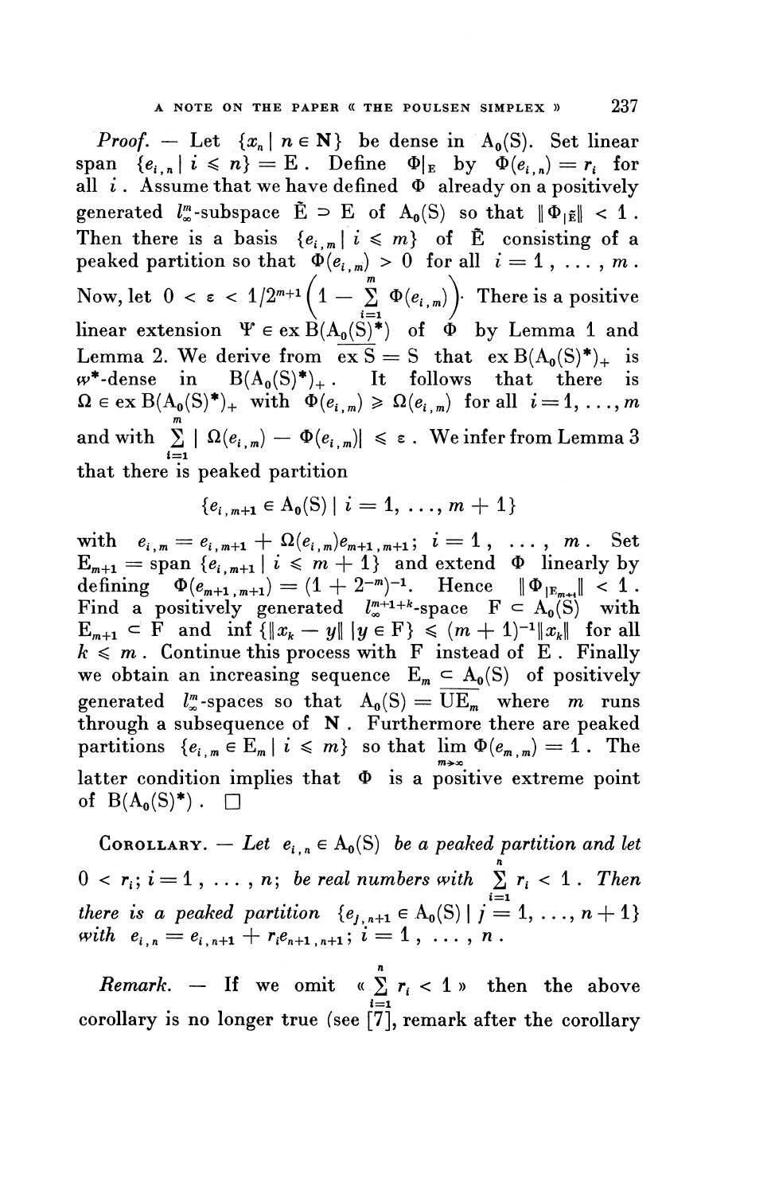*Proof.* — Let $\{x_n \mid n \in \mathbf{N}\}$ be dense in $A_0(S)$. Set linear span $\{e_{i,n} \mid i \leqslant n\} = E$. Define $\Phi|_E$ by $\Phi(e_{i,n}) = r_i$ for all $i$. Assume that we have defined $\Phi$ already on a positively generated $l^m_\infty$-subspace $\tilde{E} \supset E$ of $A_0(S)$ so that $\|\Phi_{|\tilde{E}}\| < 1$. Then there is a basis $\{e_{i,m} \mid i \leqslant m\}$ of $\tilde{E}$ consisting of a peaked partition so that $\Phi(e_{i,m}) > 0$ for all $i = 1, \ldots, m$. Now, let $0 < \varepsilon < 1/2^{m+1}\left(1 - \sum_{i=1}^{m} \Phi(e_{i,m})\right)$. There is a positive linear extension $\Psi \in \operatorname{ex} B(A_0(S)^*)$ of $\Phi$ by Lemma 1 and Lemma 2. We derive from $\overline{\operatorname{ex} S} = S$ that $\operatorname{ex} B(A_0(S)^*)_+$ is $w^*$-dense in $B(A_0(S)^*)_+$. It follows that there is $\Omega \in \operatorname{ex} B(A_0(S)^*)_+$ with $\Phi(e_{i,m}) \geqslant \Omega(e_{i,m})$ for all $i = 1, \ldots, m$ and with $\sum_{i=1}^{m} |\Omega(e_{i,m}) - \Phi(e_{i,m})| \leqslant \varepsilon$. We infer from Lemma 3 that there is peaked partition

$$\{e_{i,m+1} \in A_0(S) \mid i = 1, \ldots, m+1\}$$

with $e_{i,m} = e_{i,m+1} + \Omega(e_{i,m}) e_{m+1,m+1}$; $i = 1, \ldots, m$. Set $E_{m+1} = \operatorname{span} \{e_{i,m+1} \mid i \leqslant m+1\}$ and extend $\Phi$ linearly by defining $\Phi(e_{m+1,m+1}) = (1 + 2^{-m})^{-1}$. Hence $\|\Phi_{|E_{m+1}}\| < 1$. Find a positively generated $l^{m+1+k}_\infty$-space $F \subset A_0(S)$ with $E_{m+1} \subset F$ and $\inf \{\|x_k - y\| \mid y \in F\} \leqslant (m+1)^{-1}\|x_k\|$ for all $k \leqslant m$. Continue this process with $F$ instead of $E$. Finally we obtain an increasing sequence $E_m \subset A_0(S)$ of positively generated $l^m_\infty$-spaces so that $A_0(S) = \overline{\cup E_m}$ where $m$ runs through a subsequence of $\mathbf{N}$. Furthermore there are peaked partitions $\{e_{i,m} \in E_m \mid i \leqslant m\}$ so that $\lim_{m \to \infty} \Phi(e_{m,m}) = 1$. The latter condition implies that $\Phi$ is a positive extreme point of $B(A_0(S)^*)$. $\square$

COROLLARY. — *Let $e_{i,n} \in A_0(S)$ be a peaked partition and let $0 < r_i$; $i = 1, \ldots, n$; be real numbers with $\sum_{i=1}^{n} r_i < 1$. Then there is a peaked partition $\{e_{j,n+1} \in A_0(S) \mid j = 1, \ldots, n+1\}$ with $e_{i,n} = e_{i,n+1} + r_i e_{n+1,n+1}$; $i = 1, \ldots, n$.*

*Remark.* — If we omit « $\sum_{i=1}^{n} r_i < 1$ » then the above corollary is no longer true (see [7], remark after the corollary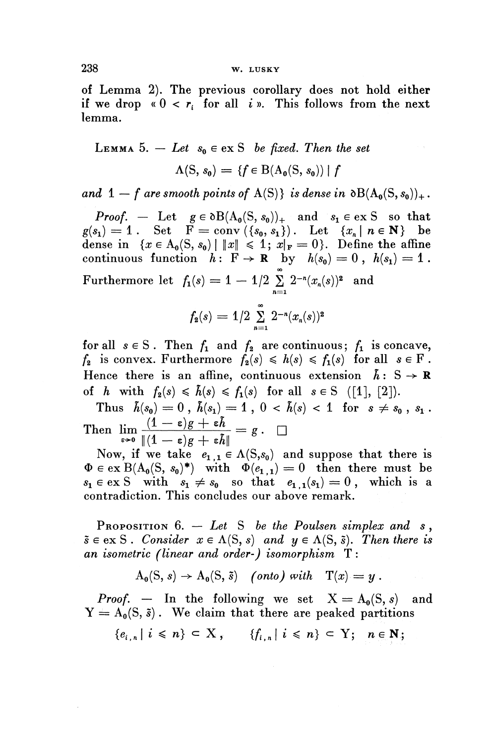of Lemma 2). The previous corollary does not hold either if we drop « $0 < r_i$ for all $i$ ». This follows from the next lemma.

LEMMA 5. — *Let $s_0 \in \operatorname{ex} S$ be fixed. Then the set*

$$\Lambda(S, s_0) = \{f \in B(A_0(S, s_0)) \mid f$$

*and $1 - f$ are smooth points of $A(S)$} is dense in $\partial B(A_0(S, s_0))_+$.*

*Proof.* — Let $g \in \partial B(A_0(S, s_0))_+$ and $s_1 \in \operatorname{ex} S$ so that $g(s_1) = 1$. Set $F = \operatorname{conv}(\{s_0, s_1\})$. Let $\{x_n \mid n \in \mathbf{N}\}$ be dense in $\{x \in A_0(S, s_0) \mid \|x\| \leqslant 1;\ x|_F = 0\}$. Define the affine continuous function $h : F \to \mathbf{R}$ by $h(s_0) = 0$, $h(s_1) = 1$. Furthermore let $f_1(s) = 1 - 1/2 \sum_{n=1}^{\infty} 2^{-n}(x_n(s))^2$ and

$$f_2(s) = 1/2 \sum_{n=1}^{\infty} 2^{-n}(x_n(s))^2$$

for all $s \in S$. Then $f_1$ and $f_2$ are continuous; $f_1$ is concave, $f_2$ is convex. Furthermore $f_2(s) \leqslant h(s) \leqslant f_1(s)$ for all $s \in F$. Hence there is an affine, continuous extension $\tilde{h} : S \to \mathbf{R}$ of $h$ with $f_2(s) \leqslant \tilde{h}(s) \leqslant f_1(s)$ for all $s \in S$ ([1], [2]).

Thus $\tilde{h}(s_0) = 0$, $\tilde{h}(s_1) = 1$, $0 < \tilde{h}(s) < 1$ for $s \neq s_0, s_1$. Then $\lim_{\varepsilon \to 0} \dfrac{(1-\varepsilon)g + \varepsilon\tilde{h}}{\|(1-\varepsilon)g + \varepsilon\tilde{h}\|} = g$. $\square$

Now, if we take $e_{1,1} \in \Lambda(S, s_0)$ and suppose that there is $\Phi \in \operatorname{ex} B(A_0(S, s_0)^*)$ with $\Phi(e_{1,1}) = 0$ then there must be $s_1 \in \operatorname{ex} S$ with $s_1 \neq s_0$ so that $e_{1,1}(s_1) = 0$, which is a contradiction. This concludes our above remark.

PROPOSITION 6. — *Let $S$ be the Poulsen simplex and $s$, $\tilde{s} \in \operatorname{ex} S$. Consider $x \in \Lambda(S, s)$ and $y \in \Lambda(S, \tilde{s})$. Then there is an isometric (linear and order-) isomorphism $T$ :*

$$A_0(S, s) \to A_0(S, \tilde{s}) \quad (onto) \text{ with } \quad T(x) = y.$$

*Proof.* — In the following we set $X = A_0(S, s)$ and $Y = A_0(S, \tilde{s})$. We claim that there are peaked partitions

$$\{e_{i,n} \mid i \leqslant n\} \subset X, \qquad \{f_{i,n} \mid i \leqslant n\} \subset Y;\quad n \in \mathbf{N};$$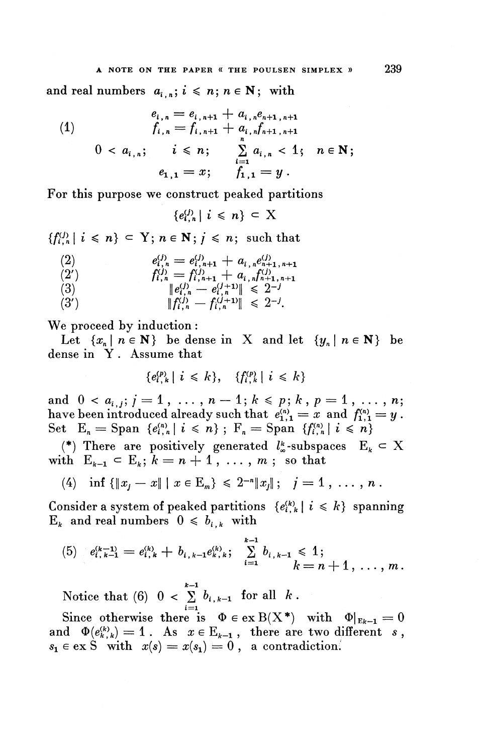and real numbers $a_{i,n}$; $i \leq n$; $n \in \mathbf{N}$; with

$$
\begin{aligned}
(1) \qquad & e_{i,n} = e_{i,n+1} + a_{i,n} e_{n+1,n+1} \\
& f_{i,n} = f_{i,n+1} + a_{i,n} f_{n+1,n+1} \\
& 0 < a_{i,n}; \quad i \leq n; \quad \sum_{i=1}^{n} a_{i,n} < 1; \quad n \in \mathbf{N}; \\
& e_{1,1} = x; \qquad f_{1,1} = y .
\end{aligned}
$$

For this purpose we construct peaked partitions

$$\{e_{i,n}^{(j)} \mid i \leq n\} \subset \mathrm{X}$$

$\{f_{i,n}^{(j)} \mid i \leq n\} \subset \mathrm{Y}$; $n \in \mathbf{N}$; $j \leq n$; such that

$$
\begin{aligned}
(2) \qquad & e_{i,n}^{(j)} = e_{i,n+1}^{(j)} + a_{i,n} e_{n+1,n+1}^{(j)} \\
(2') \qquad & f_{i,n}^{(j)} = f_{i,n+1}^{(j)} + a_{i,n} f_{n+1,n+1}^{(j)} \\
(3) \qquad & \| e_{i,n}^{(j)} - e_{i,n}^{(j+1)} \| \leq 2^{-j} \\
(3') \qquad & \| f_{i,n}^{(j)} - f_{i,n}^{(j+1)} \| \leq 2^{-j}.
\end{aligned}
$$

We proceed by induction:

Let $\{x_n \mid n \in \mathbf{N}\}$ be dense in X and let $\{y_n \mid n \in \mathbf{N}\}$ be dense in Y. Assume that

$$\{e_{i,k}^{(p)} \mid i \leq k\}, \quad \{f_{i,k}^{(p)} \mid i \leq k\}$$

and $0 < a_{i,j}$; $j = 1, \ldots, n-1$; $k \leq p$; $k, p = 1, \ldots, n$; have been introduced already such that $e_{1,1}^{(n)} = x$ and $f_{1,1}^{(n)} = y$. Set $\mathrm{E}_n = \mathrm{Span}\ \{e_{i,n}^{(n)} \mid i \leq n\}$; $\mathrm{F}_n = \mathrm{Span}\ \{f_{i,n}^{(n)} \mid i \leq n\}$

(*) There are positively generated $l_\infty^k$-subspaces $\mathrm{E}_k \subset \mathrm{X}$ with $\mathrm{E}_{k-1} \subset \mathrm{E}_k$; $k = n+1, \ldots, m$; so that

$$(4) \quad \inf \{\|x_j - x\| \mid x \in \mathrm{E}_m\} \leq 2^{-n} \|x_j\|; \quad j = 1, \ldots, n .$$

Consider a system of peaked partitions $\{e_{i,k}^{(k)} \mid i \leq k\}$ spanning $\mathrm{E}_k$ and real numbers $0 \leq b_{i,k}$ with

$$(5) \quad e_{i,k-1}^{(k-1)} = e_{i,k}^{(k)} + b_{i,k-1} e_{k,k}^{(k)}; \quad \sum_{i=1}^{k-1} b_{i,k-1} \leq 1; \quad k = n+1, \ldots, m .$$

Notice that (6) $0 < \sum_{i=1}^{k-1} b_{i,k-1}$ for all $k$.

Since otherwise there is $\Phi \in \mathrm{ex}\, \mathrm{B}(\mathrm{X}^*)$ with $\Phi|_{\mathrm{E}_{k-1}} = 0$ and $\Phi(e_{k,k}^{(k)}) = 1$. As $x \in \mathrm{E}_{k-1}$, there are two different $s$, $s_1 \in \mathrm{ex}\, \mathrm{S}$ with $x(s) = x(s_1) = 0$, a contradiction.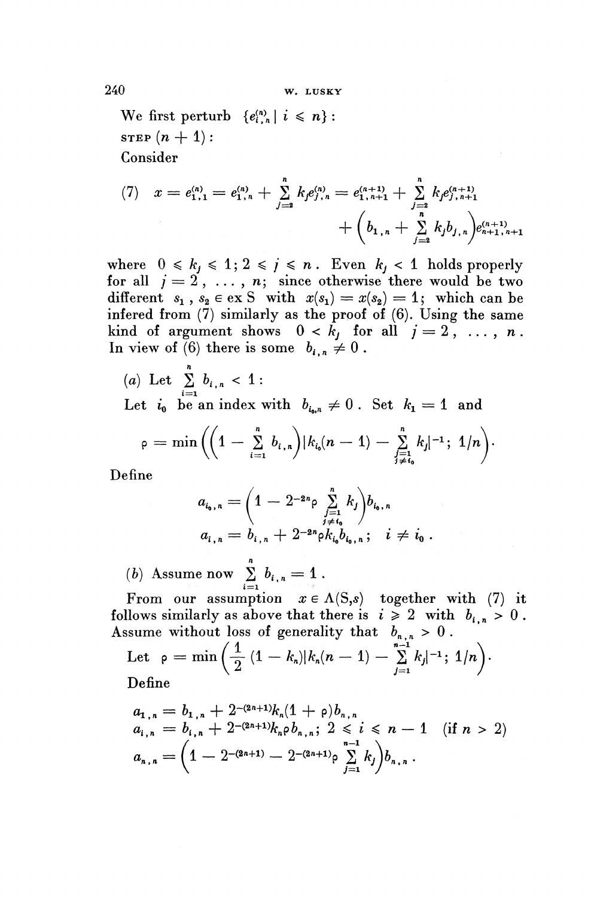We first perturb $\{e_{i,n}^{(n)} \mid i \leqslant n\}$ :

STEP $(n+1)$ :

Consider

$$
(7) \quad x = e_{1,1}^{(n)} = e_{1,n}^{(n)} + \sum_{j=2}^{n} k_j e_{j,n}^{(n)} = e_{1,n+1}^{(n+1)} + \sum_{j=2}^{n} k_j e_{j,n+1}^{(n+1)} + \left(b_{1,n} + \sum_{j=2}^{n} k_j b_{j,n}\right) e_{n+1,n+1}^{(n+1)}
$$

where $0 \leqslant k_j \leqslant 1$; $2 \leqslant j \leqslant n$. Even $k_j < 1$ holds properly for all $j = 2, \ldots, n$; since otherwise there would be two different $s_1, s_2 \in \operatorname{ex} S$ with $x(s_1) = x(s_2) = 1$; which can be infered from (7) similarly as the proof of (6). Using the same kind of argument shows $0 < k_j$ for all $j = 2, \ldots, n$. In view of (6) there is some $b_{i,n} \neq 0$.

(a) Let $\sum_{i=1}^{n} b_{i,n} < 1$ :

Let $i_0$ be an index with $b_{i_0,n} \neq 0$. Set $k_1 = 1$ and

$$
\rho = \min\left(\left(1 - \sum_{i=1}^{n} b_{i,n}\right) \Big| k_{i_0}(n-1) - \sum_{\substack{j=1 \\ j \neq i_0}}^{n} k_j \Big|^{-1};\ 1/n\right).
$$

Define

$$
a_{i_0,n} = \left(1 - 2^{-2n} \rho \sum_{\substack{j=1 \\ j \neq i_0}}^{n} k_j\right) b_{i_0,n}
$$

$$
a_{i,n} = b_{i,n} + 2^{-2n} \rho k_{i_0} b_{i_0,n}; \quad i \neq i_0 .
$$

(b) Assume now $\sum_{i=1}^{n} b_{i,n} = 1$.

From our assumption $x \in \Lambda(S,s)$ together with (7) it follows similarly as above that there is $i \geqslant 2$ with $b_{i,n} > 0$. Assume without loss of generality that $b_{n,n} > 0$.

Let $\rho = \min\left(\frac{1}{2}(1 - k_n) \Big| k_n(n-1) - \sum_{j=1}^{n-1} k_j \Big|^{-1};\ 1/n\right)$.

Define

$$
a_{1,n} = b_{1,n} + 2^{-(2n+1)} k_n (1 + \rho) b_{n,n}
$$

$$
a_{i,n} = b_{i,n} + 2^{-(2n+1)} k_n \rho b_{n,n}; \quad 2 \leqslant i \leqslant n-1 \quad (\text{if } n > 2)
$$

$$
a_{n,n} = \left(1 - 2^{-(2n+1)} - 2^{-(2n+1)} \rho \sum_{j=1}^{n-1} k_j\right) b_{n,n} .
$$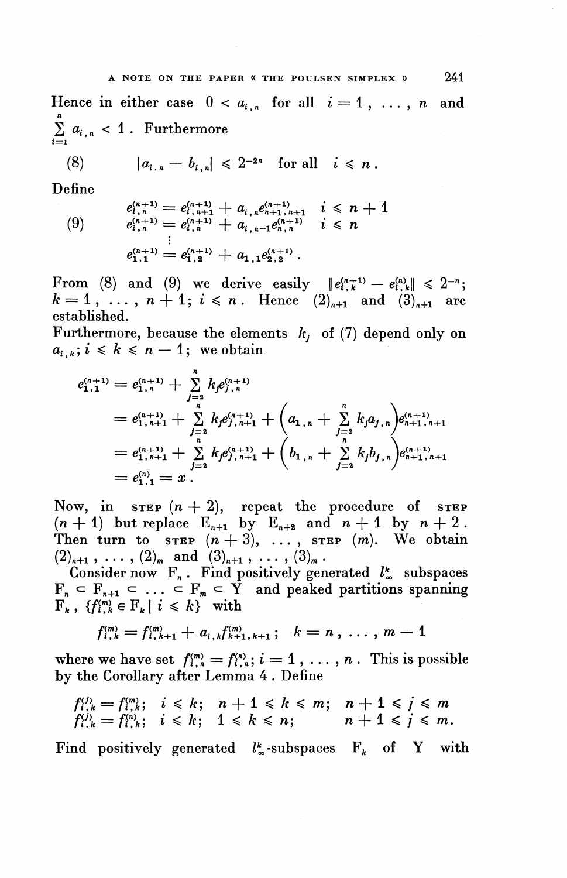Hence in either case $0 < a_{i,n}$ for all $i = 1, \ldots, n$ and $\sum_{i=1}^{n} a_{i,n} < 1$. Furthermore

$$(8) \qquad |a_{i,n} - b_{i,n}| \leqslant 2^{-2n} \quad \text{for all} \quad i \leqslant n .$$

Define

$$(9) \qquad \begin{aligned} e_{i,n}^{(n+1)} &= e_{i,n+1}^{(n+1)} + a_{i,n} e_{n+1,n+1}^{(n+1)} \quad & i \leqslant n+1 \\ e_{i,n}^{(n+1)} &= e_{i,n}^{(n+1)} + a_{i,n-1} e_{n,n}^{(n+1)} \quad & i \leqslant n \\ &\vdots & \\ e_{1,1}^{(n+1)} &= e_{1,2}^{(n+1)} + a_{1,1} e_{2,2}^{(n+1)} . & \end{aligned}$$

From (8) and (9) we derive easily $\|e_{i,k}^{(n+1)} - e_{i,k}^{(n)}\| \leqslant 2^{-n}$; $k = 1, \ldots, n+1$; $i \leqslant n$. Hence $(2)_{n+1}$ and $(3)_{n+1}$ are established.

Furthermore, because the elements $k_j$ of (7) depend only on $a_{i,k}$; $i \leqslant k \leqslant n-1$; we obtain

$$\begin{aligned} e_{1,1}^{(n+1)} &= e_{1,n}^{(n+1)} + \sum_{j=2}^{n} k_j e_{j,n}^{(n+1)} \\ &= e_{1,n+1}^{(n+1)} + \sum_{j=2}^{n} k_j e_{j,n+1}^{(n+1)} + \left( a_{1,n} + \sum_{j=2}^{n} k_j a_{j,n} \right) e_{n+1,n+1}^{(n+1)} \\ &= e_{1,n+1}^{(n+1)} + \sum_{j=2}^{n} k_j e_{j,n+1}^{(n+1)} + \left( b_{1,n} + \sum_{j=2}^{n} k_j b_{j,n} \right) e_{n+1,n+1}^{(n+1)} \\ &= e_{1,1}^{(n)} = x . \end{aligned}$$

Now, in STEP $(n+2)$, repeat the procedure of STEP $(n+1)$ but replace $E_{n+1}$ by $E_{n+2}$ and $n+1$ by $n+2$. Then turn to STEP $(n+3)$, ..., STEP $(m)$. We obtain $(2)_{n+1}, \ldots, (2)_m$ and $(3)_{n+1}, \ldots, (3)_m$.

Consider now $F_n$. Find positively generated $l_\infty^k$ subspaces $F_n \subset F_{n+1} \subset \ldots \subset F_m \subset Y$ and peaked partitions spanning $F_k$, $\{f_{i,k}^{(m)} \in F_k \mid i \leqslant k\}$ with

$$f_{i,k}^{(m)} = f_{i,k+1}^{(m)} + a_{i,k} f_{k+1,k+1}^{(m)} ; \quad k = n, \ldots, m-1$$

where we have set $f_{i,n}^{(m)} = f_{i,n}^{(n)}$; $i = 1, \ldots, n$. This is possible by the Corollary after Lemma 4. Define

$$\begin{aligned} f_{i,k}^{(j)} &= f_{i,k}^{(m)}; \quad i \leqslant k; \quad n+1 \leqslant k \leqslant m; \quad n+1 \leqslant j \leqslant m \\ f_{i,k}^{(j)} &= f_{i,k}^{(n)}; \quad i \leqslant k; \quad 1 \leqslant k \leqslant n; \quad \phantom{n+1 \leqslant k \leqslant m;} n+1 \leqslant j \leqslant m. \end{aligned}$$

Find positively generated $l_\infty^k$-subspaces $F_k$ of $Y$ with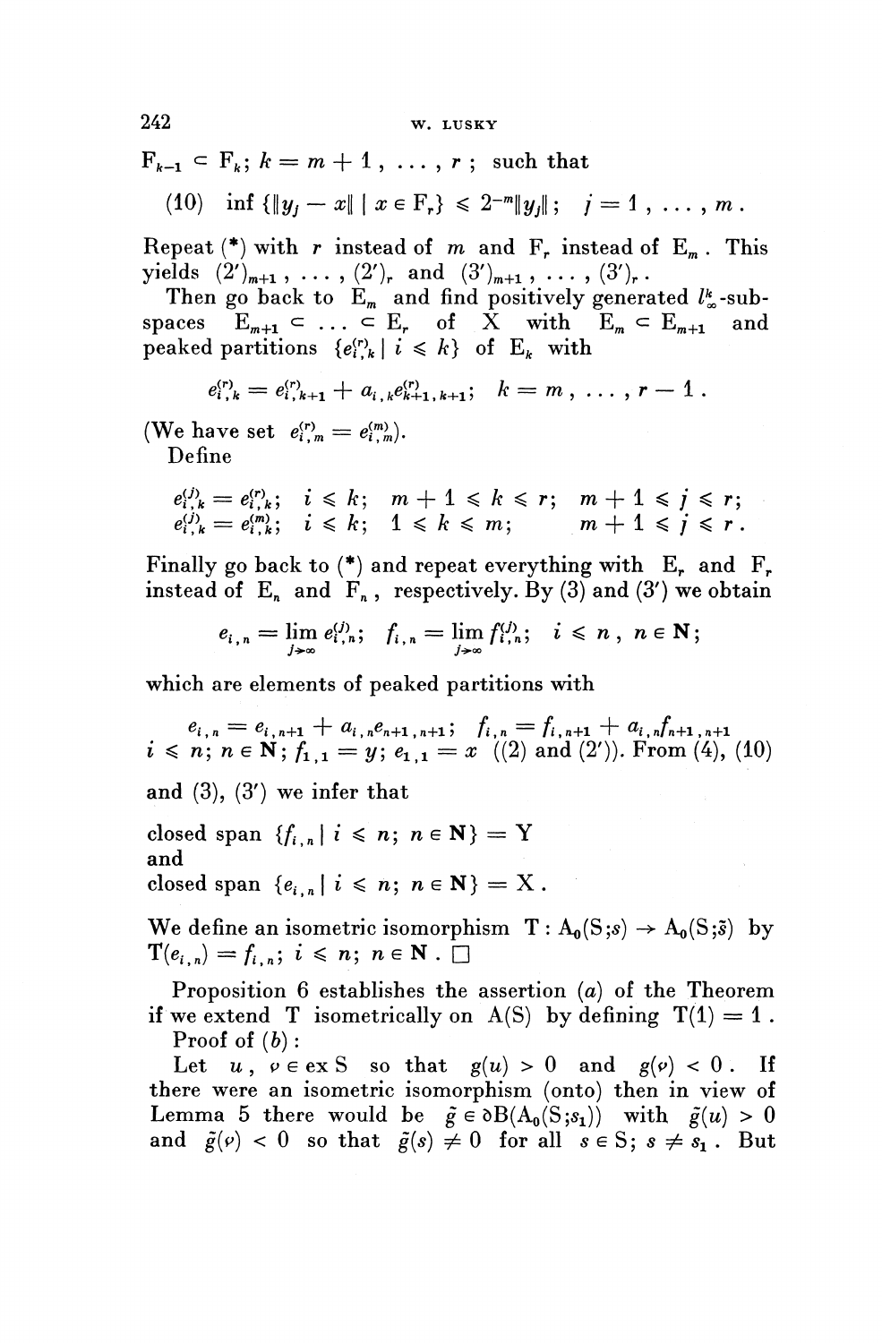$F_{k-1} \subset F_k$; $k = m+1, \ldots, r$; such that

$$(10) \quad \inf \{\|y_j - x\| \mid x \in F_r\} \leqslant 2^{-m}\|y_j\|; \quad j = 1, \ldots, m.$$

Repeat (*) with $r$ instead of $m$ and $F_r$ instead of $E_m$. This yields $(2')_{m+1}, \ldots, (2')_r$ and $(3')_{m+1}, \ldots, (3')_r$.

Then go back to $E_m$ and find positively generated $l^k_\infty$-subspaces $E_{m+1} \subset \ldots \subset E_r$ of $X$ with $E_m \subset E_{m+1}$ and peaked partitions $\{e^{(r)}_{i,k} \mid i \leqslant k\}$ of $E_k$ with

$$e^{(r)}_{i,k} = e^{(r)}_{i,k+1} + a_{i,k}e^{(r)}_{k+1,k+1}; \quad k = m, \ldots, r-1.$$

(We have set $e^{(r)}_{i,m} = e^{(m)}_{i,m}$).

Define

$$e^{(j)}_{i,k} = e^{(r)}_{i,k}; \quad i \leqslant k; \quad m+1 \leqslant k \leqslant r; \quad m+1 \leqslant j \leqslant r;$$
$$e^{(j)}_{i,k} = e^{(m)}_{i,k}; \quad i \leqslant k; \quad 1 \leqslant k \leqslant m; \quad m+1 \leqslant j \leqslant r.$$

Finally go back to (*) and repeat everything with $E_r$ and $F_r$ instead of $E_n$ and $F_n$, respectively. By (3) and (3') we obtain

$$e_{i,n} = \lim_{j\to\infty} e^{(j)}_{i,n}; \quad f_{i,n} = \lim_{j\to\infty} f^{(j)}_{i,n}; \quad i \leqslant n, \ n \in \mathbf{N};$$

which are elements of peaked partitions with

$e_{i,n} = e_{i,n+1} + a_{i,n}e_{n+1,n+1}$; $f_{i,n} = f_{i,n+1} + a_{i,n}f_{n+1,n+1}$
$i \leqslant n$; $n \in \mathbf{N}$; $f_{1,1} = y$; $e_{1,1} = x$ ((2) and (2')). From (4), (10) and (3), (3') we infer that

closed span $\{f_{i,n} \mid i \leqslant n; \ n \in \mathbf{N}\} = Y$
and
closed span $\{e_{i,n} \mid i \leqslant n; \ n \in \mathbf{N}\} = X$.

We define an isometric isomorphism $T : A_0(S;s) \to A_0(S;\tilde{s})$ by $T(e_{i,n}) = f_{i,n}$; $i \leqslant n$; $n \in \mathbf{N}$. □

Proposition 6 establishes the assertion (*a*) of the Theorem if we extend $T$ isometrically on $A(S)$ by defining $T(1) = 1$.

Proof of (*b*):

Let $u, \varphi \in \operatorname{ex} S$ so that $g(u) > 0$ and $g(\varphi) < 0$. If there were an isometric isomorphism (onto) then in view of Lemma 5 there would be $\tilde{g} \in \partial B(A_0(S;s_1))$ with $\tilde{g}(u) > 0$ and $\tilde{g}(\varphi) < 0$ so that $\tilde{g}(s) \neq 0$ for all $s \in S$; $s \neq s_1$. But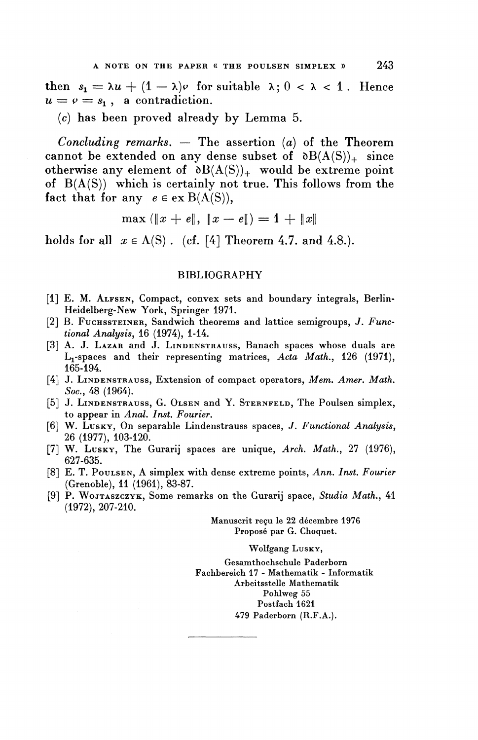then $s_1 = \lambda u + (1 - \lambda)v$ for suitable $\lambda; 0 < \lambda < 1$. Hence $u = v = s_1$, a contradiction.

(*c*) has been proved already by Lemma 5.

*Concluding remarks.* — The assertion (*a*) of the Theorem cannot be extended on any dense subset of $\partial B(A(S))_+$ since otherwise any element of $\partial B(A(S))_+$ would be extreme point of $B(A(S))$ which is certainly not true. This follows from the fact that for any $e \in \operatorname{ex} B(A(S))$,

$$\max (\|x + e\|, \|x - e\|) = 1 + \|x\|$$

holds for all $x \in A(S)$. (cf. [4] Theorem 4.7. and 4.8.).

## BIBLIOGRAPHY

[1] E. M. Alfsen, Compact, convex sets and boundary integrals, Berlin-Heidelberg-New York, Springer 1971.

[2] B. Fuchssteiner, Sandwich theorems and lattice semigroups, *J. Functional Analysis*, 16 (1974), 1-14.

[3] A. J. Lazar and J. Lindenstrauss, Banach spaces whose duals are $L_1$-spaces and their representing matrices, *Acta Math.*, 126 (1971), 165-194.

[4] J. Lindenstrauss, Extension of compact operators, *Mem. Amer. Math. Soc.*, 48 (1964).

[5] J. Lindenstrauss, G. Olsen and Y. Sternfeld, The Poulsen simplex, to appear in *Anal. Inst. Fourier*.

[6] W. Lusky, On separable Lindenstrauss spaces, *J. Functional Analysis*, 26 (1977), 103-120.

[7] W. Lusky, The Gurarij spaces are unique, *Arch. Math.*, 27 (1976), 627-635.

[8] E. T. Poulsen, A simplex with dense extreme points, *Ann. Inst. Fourier* (Grenoble), 11 (1961), 83-87.

[9] P. Wojtaszczyk, Some remarks on the Gurarij space, *Studia Math.*, 41 (1972), 207-210.

Manuscrit reçu le 22 décembre 1976
Proposé par G. Choquet.

Wolfgang Lusky,
Gesamthochschule Paderborn
Fachbereich 17 - Mathematik - Informatik
Arbeitsstelle Mathematik
Pohlweg 55
Postfach 1621
479 Paderborn (R.F.A.).